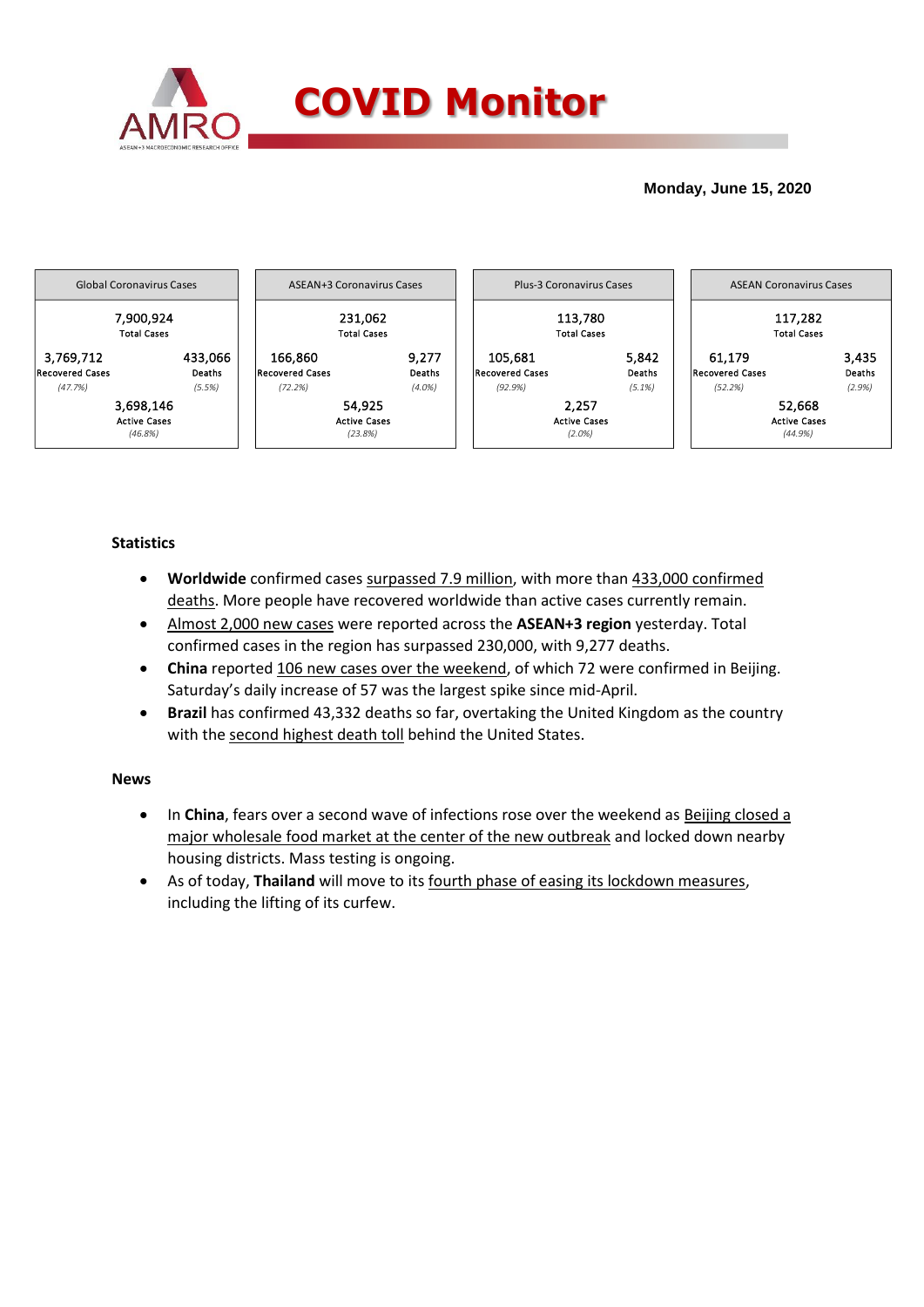# COVID Monitor

**Monday, June 15, 2020**

| Global Coronavirus Cases | | ASEAN+3 Coronavirus Cases | | Plus-3 Coronavirus Cases | | ASEAN Coronavirus Cases | |
|---|---|---|---|---|---|---|---|
| 7,900,924 Total Cases | | 231,062 Total Cases | | 113,780 Total Cases | | 117,282 Total Cases | |
| 3,769,712 Recovered Cases *(47.7%)* | 433,066 Deaths *(5.5%)* | 166,860 Recovered Cases *(72.2%)* | 9,277 Deaths *(4.0%)* | 105,681 Recovered Cases *(92.9%)* | 5,842 Deaths *(5.1%)* | 61,179 Recovered Cases *(52.2%)* | 3,435 Deaths *(2.9%)* |
| 3,698,146 Active Cases *(46.8%)* | | 54,925 Active Cases *(23.8%)* | | 2,257 Active Cases *(2.0%)* | | 52,668 Active Cases *(44.9%)* | |

### Statistics

- **Worldwide** confirmed cases surpassed 7.9 million, with more than 433,000 confirmed deaths. More people have recovered worldwide than active cases currently remain.
- Almost 2,000 new cases were reported across the **ASEAN+3 region** yesterday. Total confirmed cases in the region has surpassed 230,000, with 9,277 deaths.
- **China** reported 106 new cases over the weekend, of which 72 were confirmed in Beijing. Saturday's daily increase of 57 was the largest spike since mid-April.
- **Brazil** has confirmed 43,332 deaths so far, overtaking the United Kingdom as the country with the second highest death toll behind the United States.

### News

- In **China**, fears over a second wave of infections rose over the weekend as Beijing closed a major wholesale food market at the center of the new outbreak and locked down nearby housing districts. Mass testing is ongoing.
- As of today, **Thailand** will move to its fourth phase of easing its lockdown measures, including the lifting of its curfew.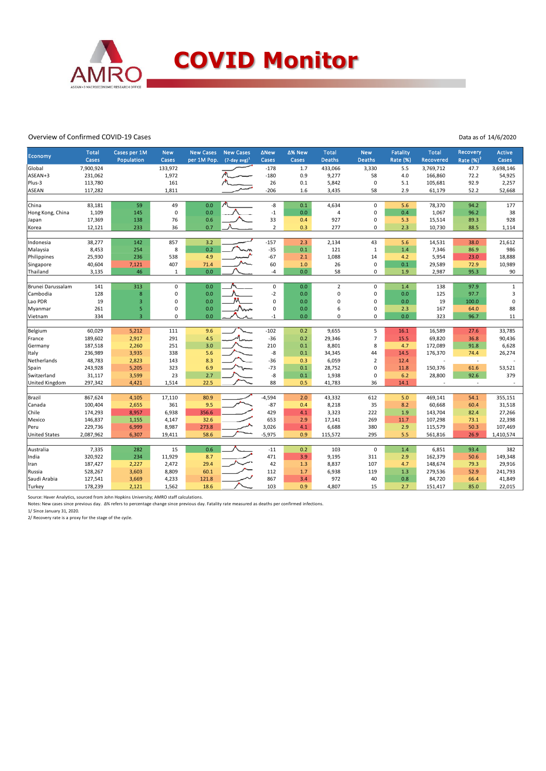# COVID Monitor

Overview of Confirmed COVID-19 Cases

Data as of 14/6/2020

| Economy | Total Cases | Cases per 1M Population | New Cases | New Cases per 1M Pop. | New Cases (7-day avg)[1] | ΔNew Cases | Δ% New Cases | Total Deaths | New Deaths | Fatality Rate (%) | Total Recovered | Recovery Rate (%)[2] | Active Cases |
|---|---|---|---|---|---|---|---|---|---|---|---|---|---|
| Global | 7,900,924 | | 133,972 | | | -178 | 1.7 | 433,066 | 3,330 | 5.5 | 3,769,712 | 47.7 | 3,698,146 |
| ASEAN+3 | 231,062 | | 1,972 | | | -180 | 0.9 | 9,277 | 58 | 4.0 | 166,860 | 72.2 | 54,925 |
| Plus-3 | 113,780 | | 161 | | | 26 | 0.1 | 5,842 | 0 | 5.1 | 105,681 | 92.9 | 2,257 |
| ASEAN | 117,282 | | 1,811 | | | -206 | 1.6 | 3,435 | 58 | 2.9 | 61,179 | 52.2 | 52,668 |
| | | | | | | | | | | | | | |
| China | 83,181 | 59 | 49 | 0.0 | | -8 | 0.1 | 4,634 | 0 | 5.6 | 78,370 | 94.2 | 177 |
| Hong Kong, China | 1,109 | 145 | 0 | 0.0 | | -1 | 0.0 | 4 | 0 | 0.4 | 1,067 | 96.2 | 38 |
| Japan | 17,369 | 138 | 76 | 0.6 | | 33 | 0.4 | 927 | 0 | 5.3 | 15,514 | 89.3 | 928 |
| Korea | 12,121 | 233 | 36 | 0.7 | | 2 | 0.3 | 277 | 0 | 2.3 | 10,730 | 88.5 | 1,114 |
| | | | | | | | | | | | | | |
| Indonesia | 38,277 | 142 | 857 | 3.2 | | -157 | 2.3 | 2,134 | 43 | 5.6 | 14,531 | 38.0 | 21,612 |
| Malaysia | 8,453 | 254 | 8 | 0.2 | | -35 | 0.1 | 121 | 1 | 1.4 | 7,346 | 86.9 | 986 |
| Philippines | 25,930 | 236 | 538 | 4.9 | | -67 | 2.1 | 1,088 | 14 | 4.2 | 5,954 | 23.0 | 18,888 |
| Singapore | 40,604 | 7,121 | 407 | 71.4 | | 60 | 1.0 | 26 | 0 | 0.1 | 29,589 | 72.9 | 10,989 |
| Thailand | 3,135 | 46 | 1 | 0.0 | | -4 | 0.0 | 58 | 0 | 1.9 | 2,987 | 95.3 | 90 |
| | | | | | | | | | | | | | |
| Brunei Darussalam | 141 | 313 | 0 | 0.0 | | 0 | 0.0 | 2 | 0 | 1.4 | 138 | 97.9 | 1 |
| Cambodia | 128 | 8 | 0 | 0.0 | | -2 | 0.0 | 0 | 0 | 0.0 | 125 | 97.7 | 3 |
| Lao PDR | 19 | 3 | 0 | 0.0 | | 0 | 0.0 | 0 | 0 | 0.0 | 19 | 100.0 | 0 |
| Myanmar | 261 | 5 | 0 | 0.0 | | 0 | 0.0 | 6 | 0 | 2.3 | 167 | 64.0 | 88 |
| Vietnam | 334 | 3 | 0 | 0.0 | | -1 | 0.0 | 0 | 0 | 0.0 | 323 | 96.7 | 11 |
| | | | | | | | | | | | | | |
| Belgium | 60,029 | 5,212 | 111 | 9.6 | | -102 | 0.2 | 9,655 | 5 | 16.1 | 16,589 | 27.6 | 33,785 |
| France | 189,602 | 2,917 | 291 | 4.5 | | -36 | 0.2 | 29,346 | 7 | 15.5 | 69,820 | 36.8 | 90,436 |
| Germany | 187,518 | 2,260 | 251 | 3.0 | | 210 | 0.1 | 8,801 | 8 | 4.7 | 172,089 | 91.8 | 6,628 |
| Italy | 236,989 | 3,935 | 338 | 5.6 | | -8 | 0.1 | 34,345 | 44 | 14.5 | 176,370 | 74.4 | 26,274 |
| Netherlands | 48,783 | 2,823 | 143 | 8.3 | | -36 | 0.3 | 6,059 | 2 | 12.4 | - | - | - |
| Spain | 243,928 | 5,205 | 323 | 6.9 | | -73 | 0.1 | 28,752 | 0 | 11.8 | 150,376 | 61.6 | 53,521 |
| Switzerland | 31,117 | 3,599 | 23 | 2.7 | | -8 | 0.1 | 1,938 | 0 | 6.2 | 28,800 | 92.6 | 379 |
| United Kingdom | 297,342 | 4,421 | 1,514 | 22.5 | | 88 | 0.5 | 41,783 | 36 | 14.1 | - | - | - |
| | | | | | | | | | | | | | |
| Brazil | 867,624 | 4,105 | 17,110 | 80.9 | | -4,594 | 2.0 | 43,332 | 612 | 5.0 | 469,141 | 54.1 | 355,151 |
| Canada | 100,404 | 2,655 | 361 | 9.5 | | -87 | 0.4 | 8,218 | 35 | 8.2 | 60,668 | 60.4 | 31,518 |
| Chile | 174,293 | 8,957 | 6,938 | 356.6 | | 429 | 4.1 | 3,323 | 222 | 1.9 | 143,704 | 82.4 | 27,266 |
| Mexico | 146,837 | 1,155 | 4,147 | 32.6 | | 653 | 2.9 | 17,141 | 269 | 11.7 | 107,298 | 73.1 | 22,398 |
| Peru | 229,736 | 6,999 | 8,987 | 273.8 | | 3,026 | 4.1 | 6,688 | 380 | 2.9 | 115,579 | 50.3 | 107,469 |
| United States | 2,087,962 | 6,307 | 19,411 | 58.6 | | -5,975 | 0.9 | 115,572 | 295 | 5.5 | 561,816 | 26.9 | 1,410,574 |
| | | | | | | | | | | | | | |
| Australia | 7,335 | 282 | 15 | 0.6 | | -11 | 0.2 | 103 | 0 | 1.4 | 6,851 | 93.4 | 382 |
| India | 320,922 | 234 | 11,929 | 8.7 | | 471 | 3.9 | 9,195 | 311 | 2.9 | 162,379 | 50.6 | 149,348 |
| Iran | 187,427 | 2,227 | 2,472 | 29.4 | | 42 | 1.3 | 8,837 | 107 | 4.7 | 148,674 | 79.3 | 29,916 |
| Russia | 528,267 | 3,603 | 8,809 | 60.1 | | 112 | 1.7 | 6,938 | 119 | 1.3 | 279,536 | 52.9 | 241,793 |
| Saudi Arabia | 127,541 | 3,669 | 4,233 | 121.8 | | 867 | 3.4 | 972 | 40 | 0.8 | 84,720 | 66.4 | 41,849 |
| Turkey | 178,239 | 2,121 | 1,562 | 18.6 | | 103 | 0.9 | 4,807 | 15 | 2.7 | 151,417 | 85.0 | 22,015 |

Source: Haver Analytics, sourced from John Hopkins University; AMRO staff calculations.

Notes: New cases since previous day. Δ% refers to percentage change since previous day. Fatality rate measured as deaths per confirmed infections.

1/ Since January 31, 2020.

2/ Recovery rate is a proxy for the stage of the cycle.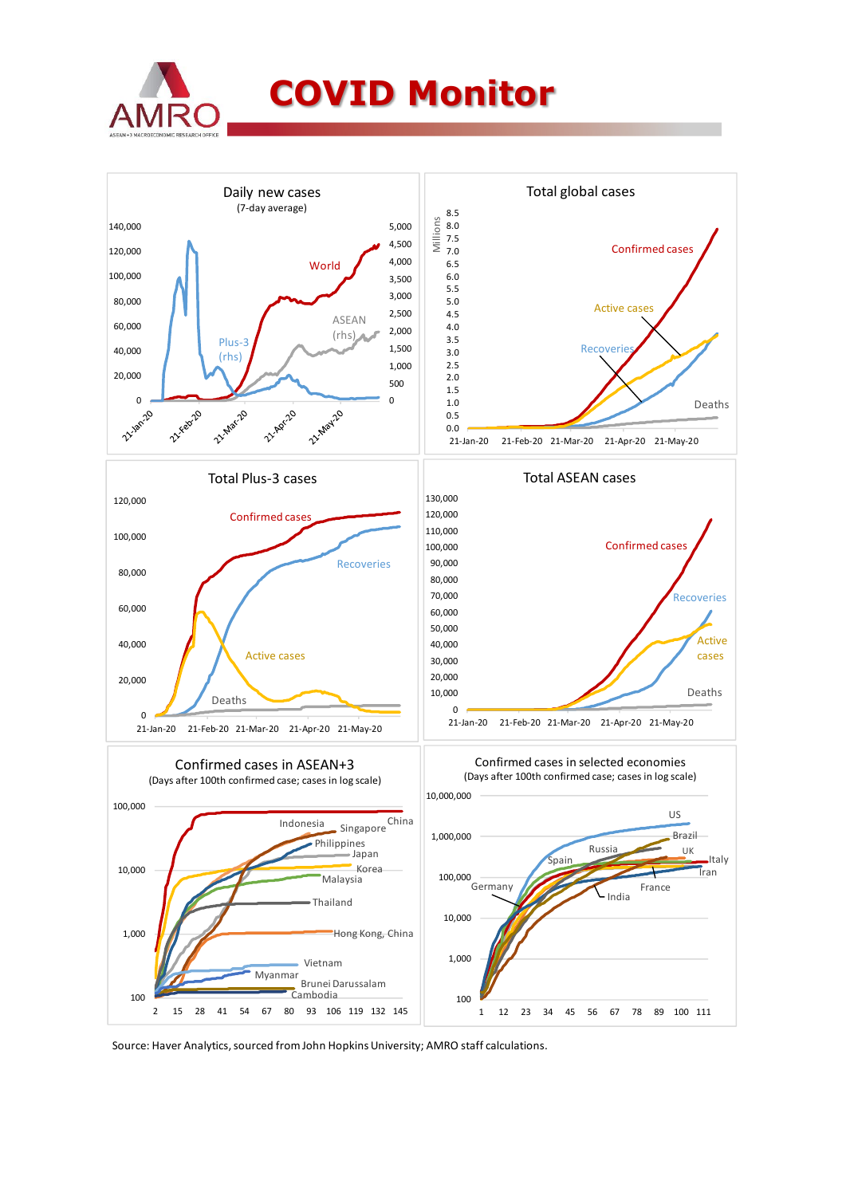# COVID Monitor

AMRO

ASEAN+3 MACROECONOMIC RESEARCH OFFICE

## Daily new cases

(7-day average)

140,000
120,000
100,000
80,000
60,000
40,000
20,000
0

5,000
4,500
4,000
3,500
3,000
2,500
2,000
1,500
1,000
500
0

World

ASEAN (rhs)

Plus-3 (rhs)

21-Jan-20 21-Feb-20 21-Mar-20 21-Apr-20 21-May-20

## Total global cases

Millions

8.5
8.0
7.5
7.0
6.5
6.0
5.5
5.0
4.5
4.0
3.5
3.0
2.5
2.0
1.5
1.0
0.5
0.0

Confirmed cases

Active cases

Recoveries

Deaths

21-Jan-20 21-Feb-20 21-Mar-20 21-Apr-20 21-May-20

## Total Plus-3 cases

120,000
100,000
80,000
60,000
40,000
20,000
0

Confirmed cases

Recoveries

Active cases

Deaths

21-Jan-20 21-Feb-20 21-Mar-20 21-Apr-20 21-May-20

## Total ASEAN cases

130,000
120,000
110,000
100,000
90,000
80,000
70,000
60,000
50,000
40,000
30,000
20,000
10,000
0

Confirmed cases

Recoveries

Active cases

Deaths

21-Jan-20 21-Feb-20 21-Mar-20 21-Apr-20 21-May-20

## Confirmed cases in ASEAN+3

(Days after 100th confirmed case; cases in log scale)

100,000
10,000
1,000
100

China
Indonesia
Singapore
Philippines
Japan
Korea
Malaysia
Thailand
Hong Kong, China
Vietnam
Myanmar
Brunei Darussalam
Cambodia

2 15 28 41 54 67 80 93 106 119 132 145

## Confirmed cases in selected economies

(Days after 100th confirmed case; cases in log scale)

10,000,000
1,000,000
100,000
10,000
1,000
100

US
Brazil
Russia
UK
Italy
Spain
Iran
Germany
France
India

1 12 23 34 45 56 67 78 89 100 111

Source: Haver Analytics, sourced from John Hopkins University; AMRO staff calculations.